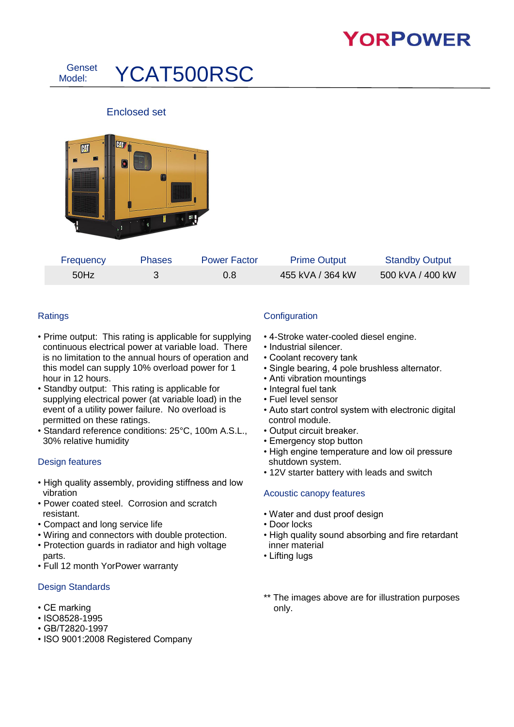YorPower

# Genset Model: YCAT500RSC

## Enclosed set

| Frequency | Phases | Power Factor | Prime Output | Standby Output |
| --- | --- | --- | --- | --- |
| 50Hz | 3 | 0.8 | 455 kVA / 364 kW | 500 kVA / 400 kW |

### Ratings

- Prime output: This rating is applicable for supplying continuous electrical power at variable load. There is no limitation to the annual hours of operation and this model can supply 10% overload power for 1 hour in 12 hours.
- Standby output: This rating is applicable for supplying electrical power (at variable load) in the event of a utility power failure. No overload is permitted on these ratings.
- Standard reference conditions: 25°C, 100m A.S.L., 30% relative humidity

### Design features

- High quality assembly, providing stiffness and low vibration
- Power coated steel. Corrosion and scratch resistant.
- Compact and long service life
- Wiring and connectors with double protection.
- Protection guards in radiator and high voltage parts.
- Full 12 month YorPower warranty

### Design Standards

- CE marking
- ISO8528-1995
- GB/T2820-1997
- ISO 9001:2008 Registered Company

### Configuration

- 4-Stroke water-cooled diesel engine.
- Industrial silencer.
- Coolant recovery tank
- Single bearing, 4 pole brushless alternator.
- Anti vibration mountings
- Integral fuel tank
- Fuel level sensor
- Auto start control system with electronic digital control module.
- Output circuit breaker.
- Emergency stop button
- High engine temperature and low oil pressure shutdown system.
- 12V starter battery with leads and switch

### Acoustic canopy features

- Water and dust proof design
- Door locks
- High quality sound absorbing and fire retardant inner material
- Lifting lugs

** The images above are for illustration purposes only.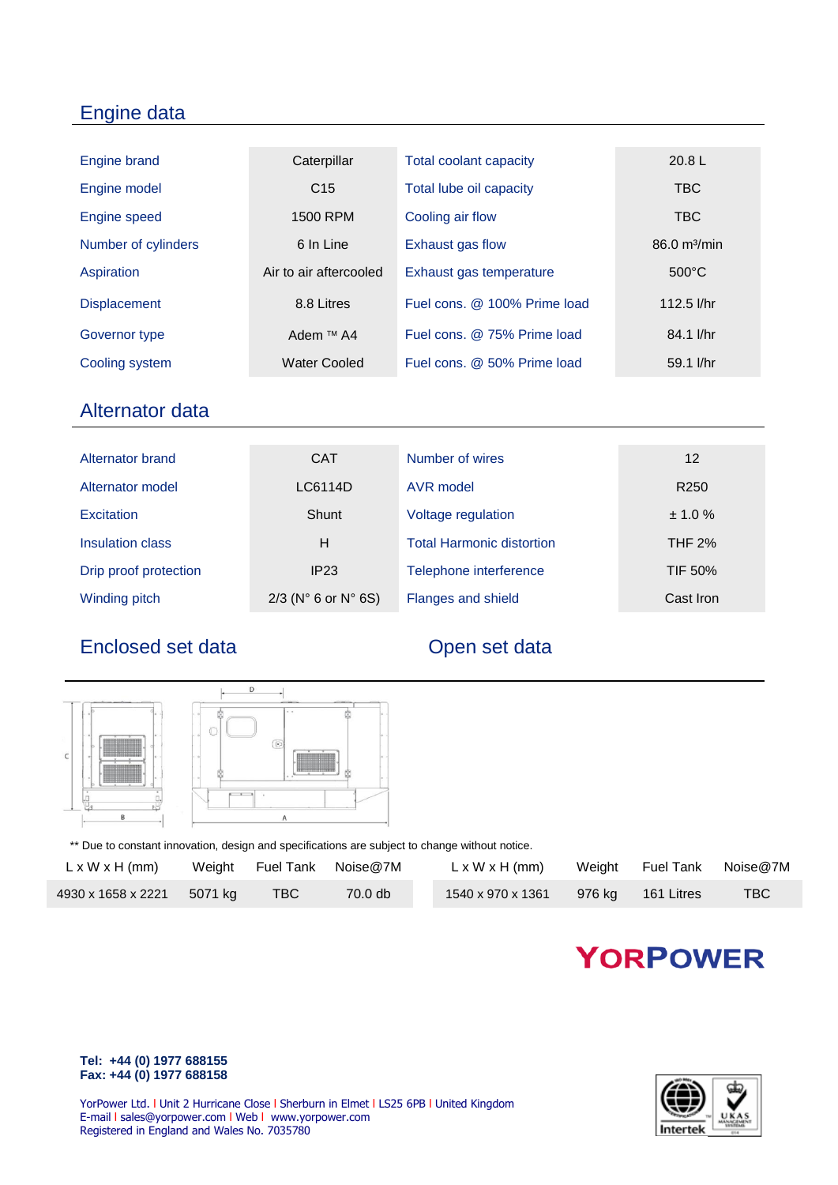## Engine data

| | | | |
|---|---|---|---|
| Engine brand | Caterpillar | Total coolant capacity | 20.8 L |
| Engine model | C15 | Total lube oil capacity | TBC |
| Engine speed | 1500 RPM | Cooling air flow | TBC |
| Number of cylinders | 6 In Line | Exhaust gas flow | 86.0 m³/min |
| Aspiration | Air to air aftercooled | Exhaust gas temperature | 500°C |
| Displacement | 8.8 Litres | Fuel cons. @ 100% Prime load | 112.5 l/hr |
| Governor type | Adem ™ A4 | Fuel cons. @ 75% Prime load | 84.1 l/hr |
| Cooling system | Water Cooled | Fuel cons. @ 50% Prime load | 59.1 l/hr |

## Alternator data

| | | | |
|---|---|---|---|
| Alternator brand | CAT | Number of wires | 12 |
| Alternator model | LC6114D | AVR model | R250 |
| Excitation | Shunt | Voltage regulation | ± 1.0 % |
| Insulation class | H | Total Harmonic distortion | THF 2% |
| Drip proof protection | IP23 | Telephone interference | TIF 50% |
| Winding pitch | 2/3 (N° 6 or N° 6S) | Flanges and shield | Cast Iron |

## Enclosed set data

## Open set data

** Due to constant innovation, design and specifications are subject to change without notice.

**Enclosed set data**

| L x W x H (mm) | Weight | Fuel Tank | Noise@7M |
|---|---|---|---|
| 4930 x 1658 x 2221 | 5071 kg | TBC | 70.0 db |

**Open set data**

| L x W x H (mm) | Weight | Fuel Tank | Noise@7M |
|---|---|---|---|
| 1540 x 970 x 1361 | 976 kg | 161 Litres | TBC |

YORPOWER

**Tel: +44 (0) 1977 688155**
**Fax: +44 (0) 1977 688158**

YorPower Ltd. I Unit 2 Hurricane Close I Sherburn in Elmet I LS25 6PB I United Kingdom
E-mail I sales@yorpower.com I Web I www.yorpower.com
Registered in England and Wales No. 7035780